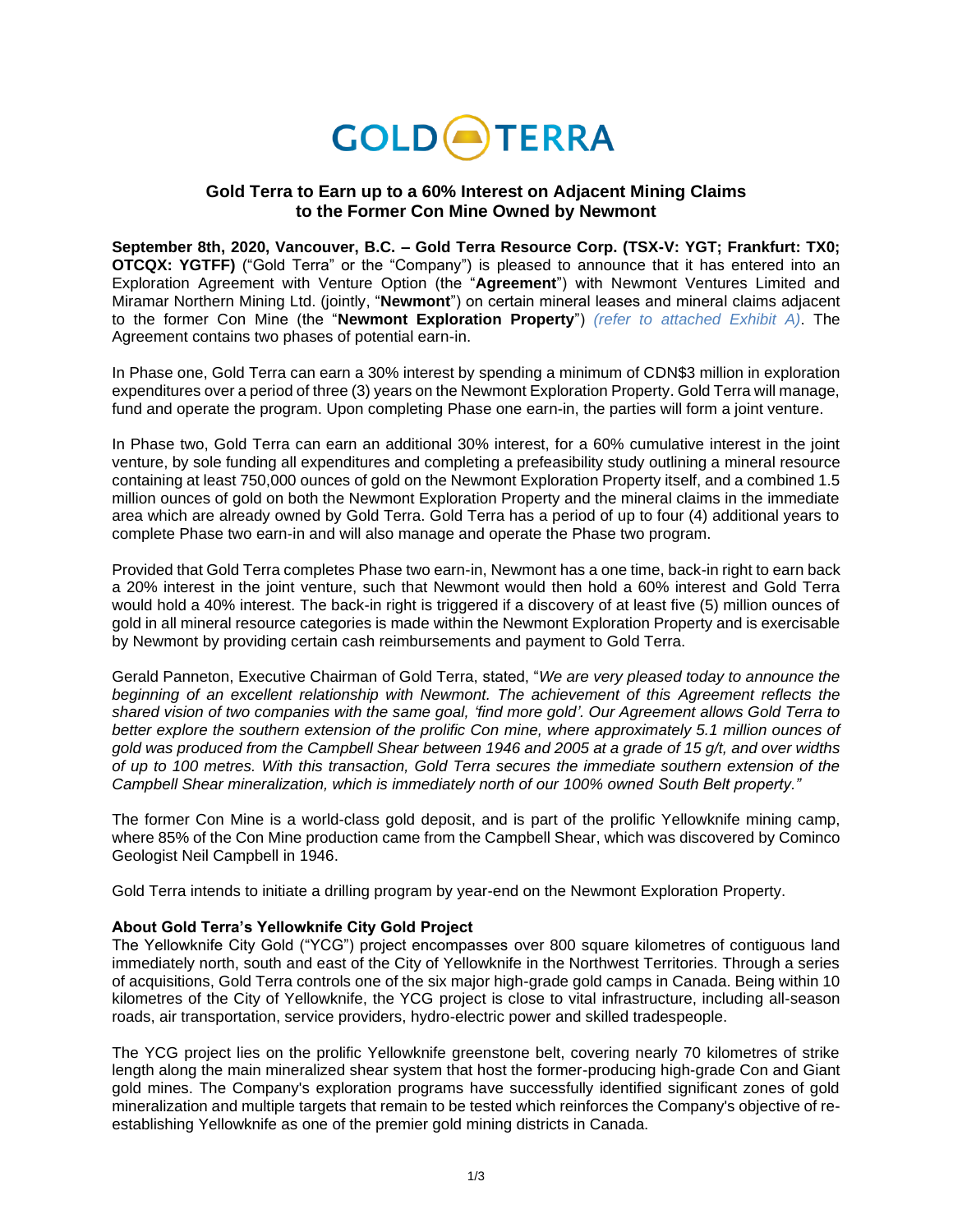GOLD TERRA

# Gold Terra to Earn up to a 60% Interest on Adjacent Mining Claims to the Former Con Mine Owned by Newmont

**September 8th, 2020, Vancouver, B.C. – Gold Terra Resource Corp. (TSX-V: YGT; Frankfurt: TX0; OTCQX: YGTFF)** ("Gold Terra" or the "Company") is pleased to announce that it has entered into an Exploration Agreement with Venture Option (the "**Agreement**") with Newmont Ventures Limited and Miramar Northern Mining Ltd. (jointly, "**Newmont**") on certain mineral leases and mineral claims adjacent to the former Con Mine (the "**Newmont Exploration Property**") *(refer to attached Exhibit A)*. The Agreement contains two phases of potential earn-in.

In Phase one, Gold Terra can earn a 30% interest by spending a minimum of CDN$3 million in exploration expenditures over a period of three (3) years on the Newmont Exploration Property. Gold Terra will manage, fund and operate the program. Upon completing Phase one earn-in, the parties will form a joint venture.

In Phase two, Gold Terra can earn an additional 30% interest, for a 60% cumulative interest in the joint venture, by sole funding all expenditures and completing a prefeasibility study outlining a mineral resource containing at least 750,000 ounces of gold on the Newmont Exploration Property itself, and a combined 1.5 million ounces of gold on both the Newmont Exploration Property and the mineral claims in the immediate area which are already owned by Gold Terra. Gold Terra has a period of up to four (4) additional years to complete Phase two earn-in and will also manage and operate the Phase two program.

Provided that Gold Terra completes Phase two earn-in, Newmont has a one time, back-in right to earn back a 20% interest in the joint venture, such that Newmont would then hold a 60% interest and Gold Terra would hold a 40% interest. The back-in right is triggered if a discovery of at least five (5) million ounces of gold in all mineral resource categories is made within the Newmont Exploration Property and is exercisable by Newmont by providing certain cash reimbursements and payment to Gold Terra.

Gerald Panneton, Executive Chairman of Gold Terra, stated, "*We are very pleased today to announce the beginning of an excellent relationship with Newmont. The achievement of this Agreement reflects the shared vision of two companies with the same goal, 'find more gold'. Our Agreement allows Gold Terra to better explore the southern extension of the prolific Con mine, where approximately 5.1 million ounces of gold was produced from the Campbell Shear between 1946 and 2005 at a grade of 15 g/t, and over widths of up to 100 metres. With this transaction, Gold Terra secures the immediate southern extension of the Campbell Shear mineralization, which is immediately north of our 100% owned South Belt property.*"

The former Con Mine is a world-class gold deposit, and is part of the prolific Yellowknife mining camp, where 85% of the Con Mine production came from the Campbell Shear, which was discovered by Cominco Geologist Neil Campbell in 1946.

Gold Terra intends to initiate a drilling program by year-end on the Newmont Exploration Property.

**About Gold Terra's Yellowknife City Gold Project**

The Yellowknife City Gold ("YCG") project encompasses over 800 square kilometres of contiguous land immediately north, south and east of the City of Yellowknife in the Northwest Territories. Through a series of acquisitions, Gold Terra controls one of the six major high-grade gold camps in Canada. Being within 10 kilometres of the City of Yellowknife, the YCG project is close to vital infrastructure, including all-season roads, air transportation, service providers, hydro-electric power and skilled tradespeople.

The YCG project lies on the prolific Yellowknife greenstone belt, covering nearly 70 kilometres of strike length along the main mineralized shear system that host the former-producing high-grade Con and Giant gold mines. The Company's exploration programs have successfully identified significant zones of gold mineralization and multiple targets that remain to be tested which reinforces the Company's objective of re-establishing Yellowknife as one of the premier gold mining districts in Canada.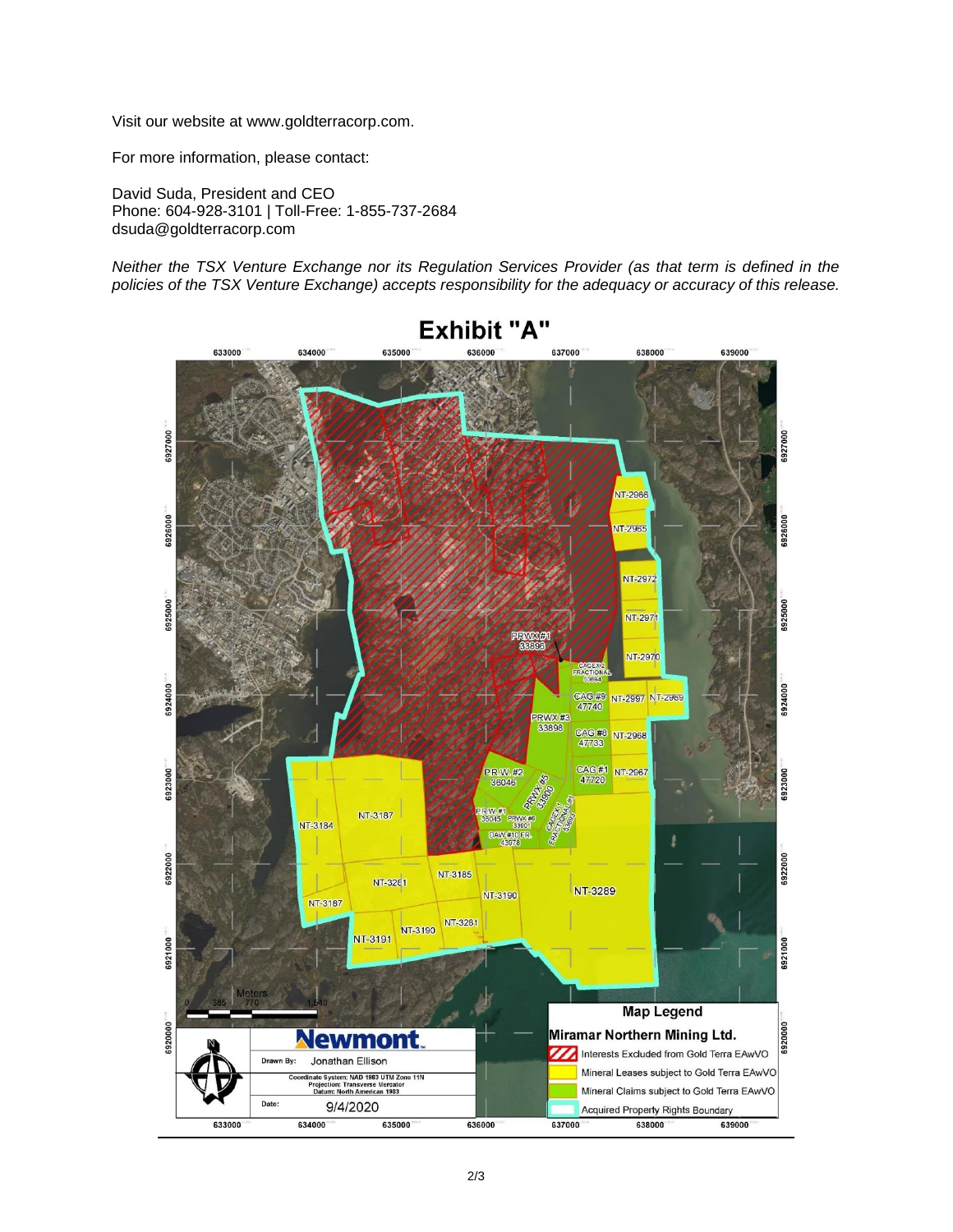Visit our website at www.goldterracorp.com.

For more information, please contact:

David Suda, President and CEO
Phone: 604-928-3101 | Toll-Free: 1-855-737-2684
dsuda@goldterracorp.com

*Neither the TSX Venture Exchange nor its Regulation Services Provider (as that term is defined in the policies of the TSX Venture Exchange) accepts responsibility for the adequacy or accuracy of this release.*

# Exhibit "A"

Map Legend

Miramar Northern Mining Ltd.

- Interests Excluded from Gold Terra EAwVO
- Mineral Leases subject to Gold Terra EAwVO
- Mineral Claims subject to Gold Terra EAwVO
- Acquired Property Rights Boundary

Newmont

Drawn By: Jonathan Ellison

Coordinate System: NAD 1983 UTM Zone 11N
Projection: Transverse Mercator
Datum: North American 1983

Date: 9/4/2020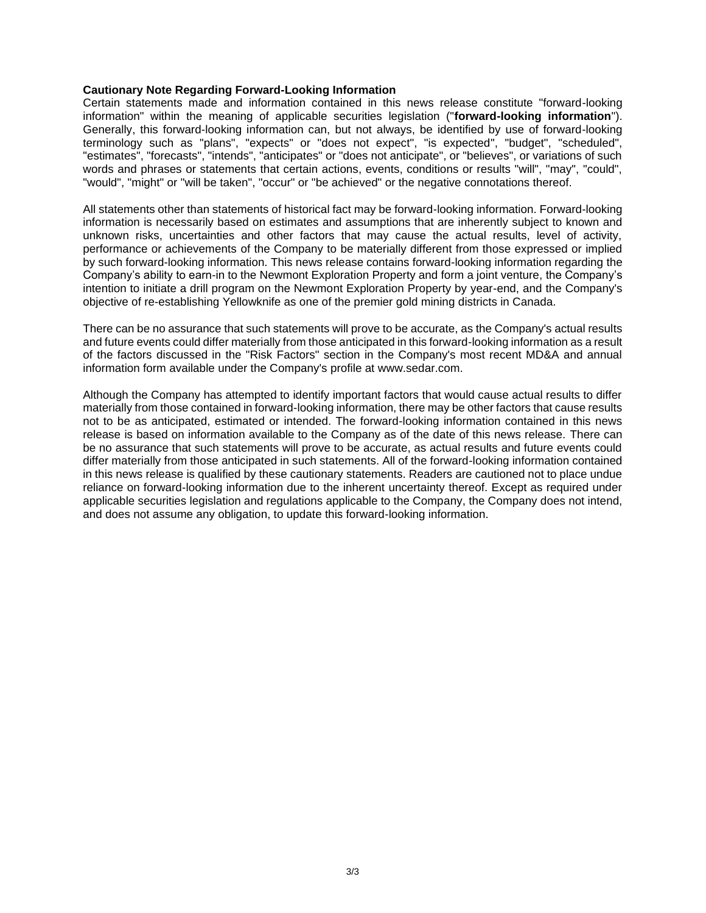**Cautionary Note Regarding Forward-Looking Information**

Certain statements made and information contained in this news release constitute "forward-looking information" within the meaning of applicable securities legislation ("**forward-looking information**"). Generally, this forward-looking information can, but not always, be identified by use of forward-looking terminology such as "plans", "expects" or "does not expect", "is expected", "budget", "scheduled", "estimates", "forecasts", "intends", "anticipates" or "does not anticipate", or "believes", or variations of such words and phrases or statements that certain actions, events, conditions or results "will", "may", "could", "would", "might" or "will be taken", "occur" or "be achieved" or the negative connotations thereof.

All statements other than statements of historical fact may be forward-looking information. Forward-looking information is necessarily based on estimates and assumptions that are inherently subject to known and unknown risks, uncertainties and other factors that may cause the actual results, level of activity, performance or achievements of the Company to be materially different from those expressed or implied by such forward-looking information. This news release contains forward-looking information regarding the Company's ability to earn-in to the Newmont Exploration Property and form a joint venture, the Company's intention to initiate a drill program on the Newmont Exploration Property by year-end, and the Company's objective of re-establishing Yellowknife as one of the premier gold mining districts in Canada.

There can be no assurance that such statements will prove to be accurate, as the Company's actual results and future events could differ materially from those anticipated in this forward-looking information as a result of the factors discussed in the "Risk Factors" section in the Company's most recent MD&A and annual information form available under the Company's profile at www.sedar.com.

Although the Company has attempted to identify important factors that would cause actual results to differ materially from those contained in forward-looking information, there may be other factors that cause results not to be as anticipated, estimated or intended. The forward-looking information contained in this news release is based on information available to the Company as of the date of this news release. There can be no assurance that such statements will prove to be accurate, as actual results and future events could differ materially from those anticipated in such statements. All of the forward-looking information contained in this news release is qualified by these cautionary statements. Readers are cautioned not to place undue reliance on forward-looking information due to the inherent uncertainty thereof. Except as required under applicable securities legislation and regulations applicable to the Company, the Company does not intend, and does not assume any obligation, to update this forward-looking information.